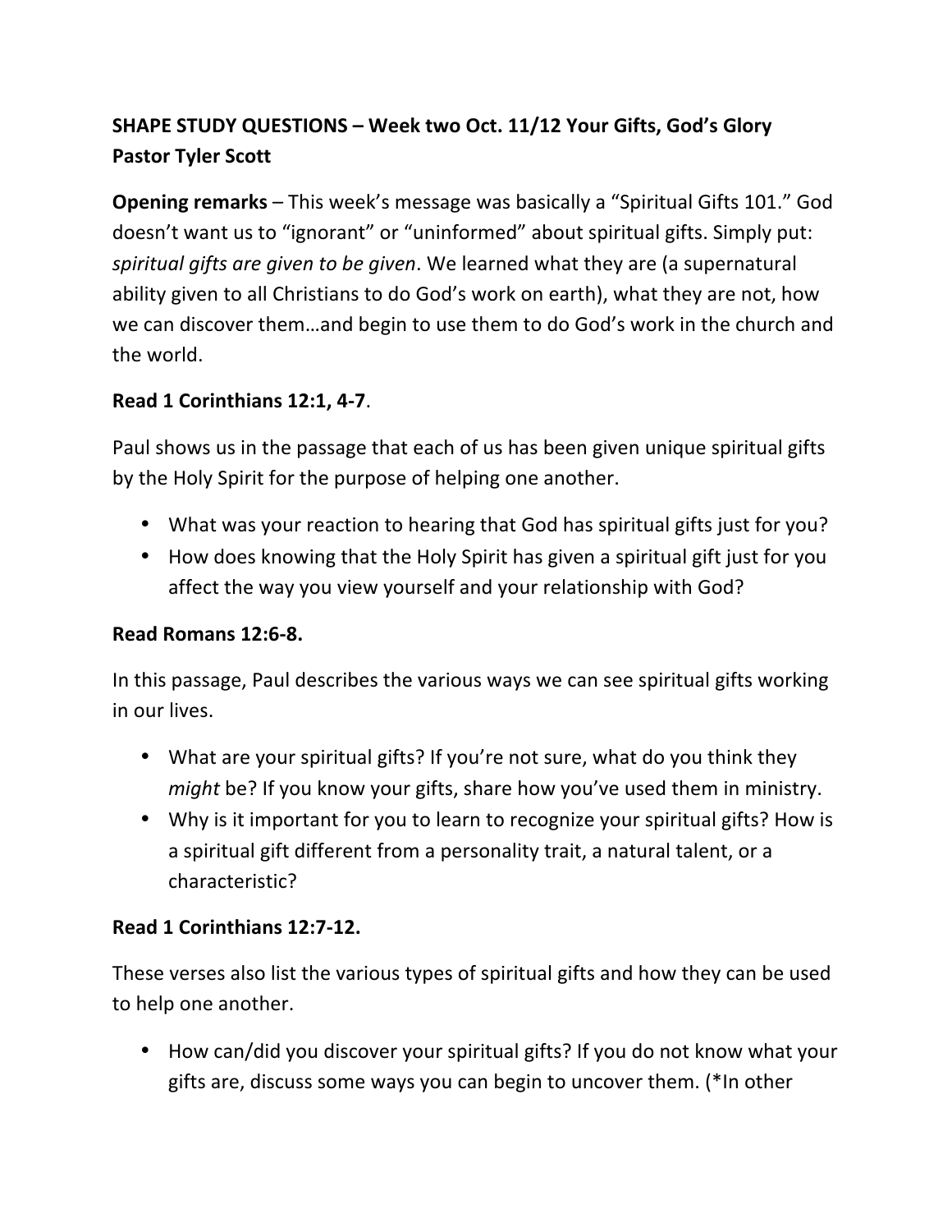**SHAPE STUDY QUESTIONS – Week two Oct. 11/12 Your Gifts, God's Glory**
**Pastor Tyler Scott**

**Opening remarks** – This week's message was basically a "Spiritual Gifts 101." God doesn't want us to "ignorant" or "uninformed" about spiritual gifts. Simply put: *spiritual gifts are given to be given*. We learned what they are (a supernatural ability given to all Christians to do God's work on earth), what they are not, how we can discover them…and begin to use them to do God's work in the church and the world.

**Read 1 Corinthians 12:1, 4-7**.

Paul shows us in the passage that each of us has been given unique spiritual gifts by the Holy Spirit for the purpose of helping one another.

- What was your reaction to hearing that God has spiritual gifts just for you?
- How does knowing that the Holy Spirit has given a spiritual gift just for you affect the way you view yourself and your relationship with God?

**Read Romans 12:6-8.**

In this passage, Paul describes the various ways we can see spiritual gifts working in our lives.

- What are your spiritual gifts? If you're not sure, what do you think they *might* be? If you know your gifts, share how you've used them in ministry.
- Why is it important for you to learn to recognize your spiritual gifts? How is a spiritual gift different from a personality trait, a natural talent, or a characteristic?

**Read 1 Corinthians 12:7-12.**

These verses also list the various types of spiritual gifts and how they can be used to help one another.

- How can/did you discover your spiritual gifts? If you do not know what your gifts are, discuss some ways you can begin to uncover them. (*In other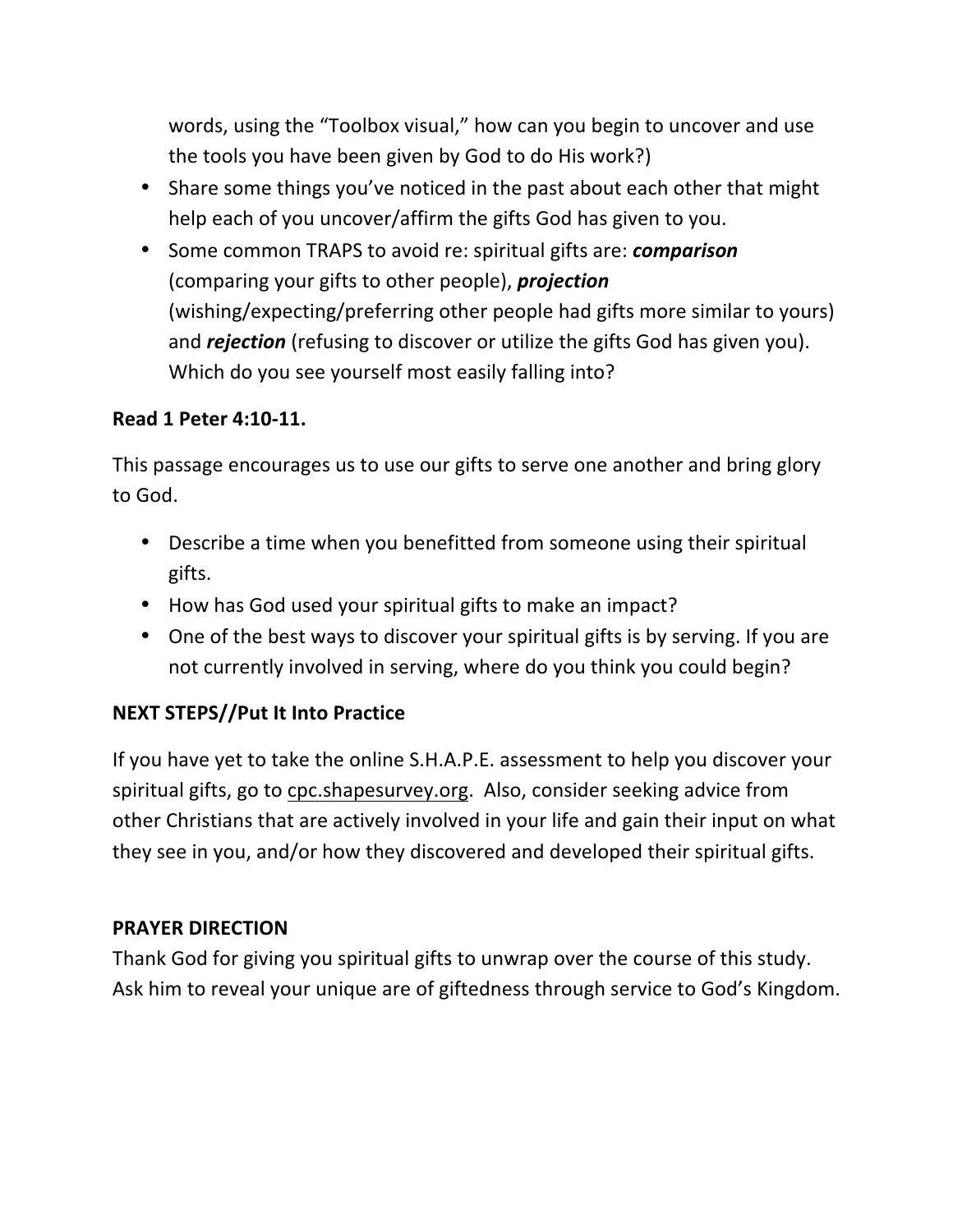words, using the "Toolbox visual," how can you begin to uncover and use the tools you have been given by God to do His work?)

- Share some things you've noticed in the past about each other that might help each of you uncover/affirm the gifts God has given to you.
- Some common TRAPS to avoid re: spiritual gifts are: ***comparison*** (comparing your gifts to other people), ***projection*** (wishing/expecting/preferring other people had gifts more similar to yours) and ***rejection*** (refusing to discover or utilize the gifts God has given you). Which do you see yourself most easily falling into?

**Read 1 Peter 4:10-11.**

This passage encourages us to use our gifts to serve one another and bring glory to God.

- Describe a time when you benefitted from someone using their spiritual gifts.
- How has God used your spiritual gifts to make an impact?
- One of the best ways to discover your spiritual gifts is by serving. If you are not currently involved in serving, where do you think you could begin?

**NEXT STEPS//Put It Into Practice**

If you have yet to take the online S.H.A.P.E. assessment to help you discover your spiritual gifts, go to cpc.shapesurvey.org. Also, consider seeking advice from other Christians that are actively involved in your life and gain their input on what they see in you, and/or how they discovered and developed their spiritual gifts.

**PRAYER DIRECTION**

Thank God for giving you spiritual gifts to unwrap over the course of this study. Ask him to reveal your unique are of giftedness through service to God's Kingdom.